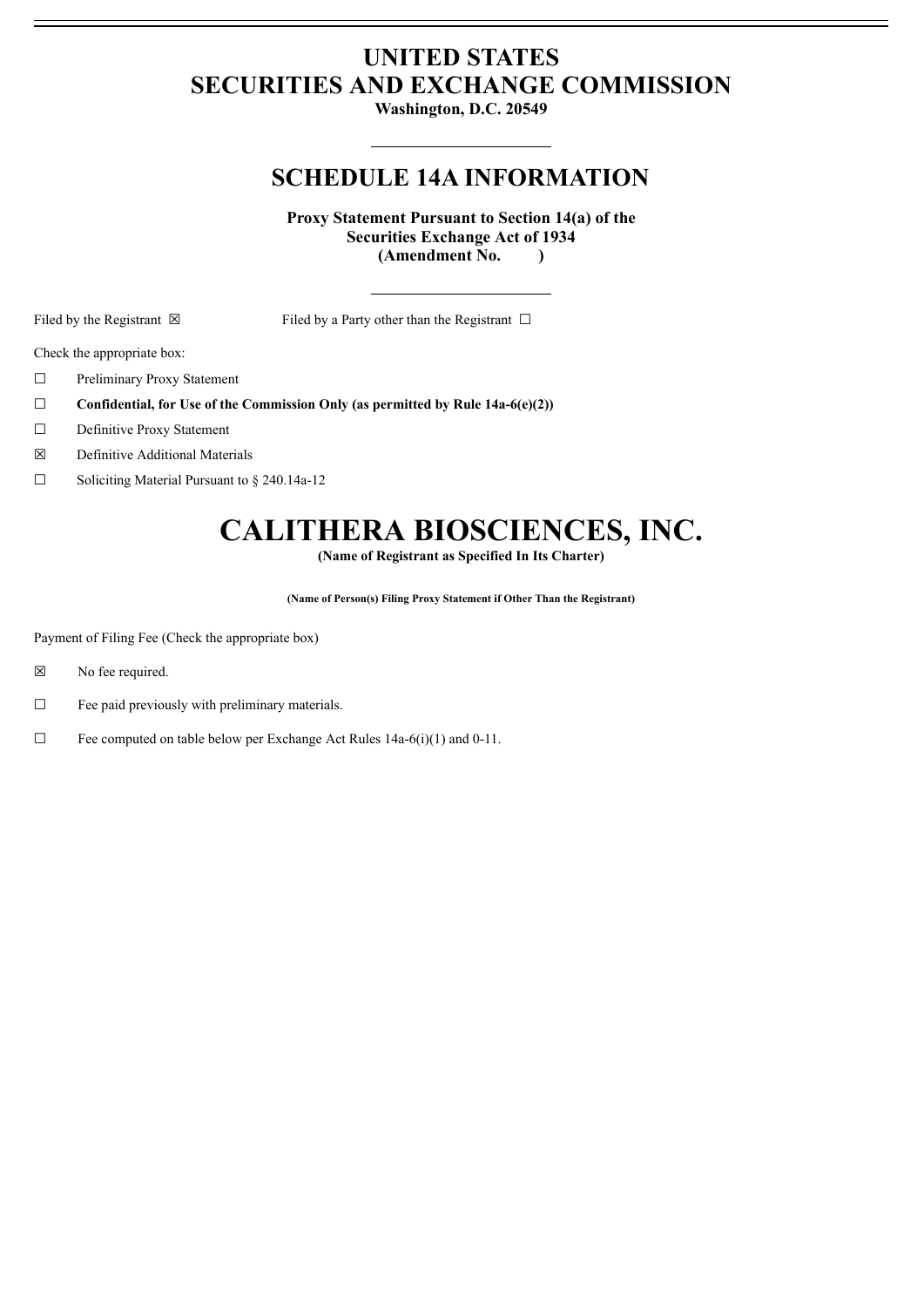# UNITED STATES
# SECURITIES AND EXCHANGE COMMISSION

**Washington, D.C. 20549**

## SCHEDULE 14A INFORMATION

**Proxy Statement Pursuant to Section 14(a) of the Securities Exchange Act of 1934 (Amendment No. )**

Filed by the Registrant ☒ Filed by a Party other than the Registrant ☐

Check the appropriate box:

☐ Preliminary Proxy Statement

☐ **Confidential, for Use of the Commission Only (as permitted by Rule 14a-6(e)(2))**

☐ Definitive Proxy Statement

☒ Definitive Additional Materials

☐ Soliciting Material Pursuant to § 240.14a-12

# CALITHERA BIOSCIENCES, INC.

**(Name of Registrant as Specified In Its Charter)**

**(Name of Person(s) Filing Proxy Statement if Other Than the Registrant)**

Payment of Filing Fee (Check the appropriate box)

☒ No fee required.

☐ Fee paid previously with preliminary materials.

☐ Fee computed on table below per Exchange Act Rules 14a-6(i)(1) and 0-11.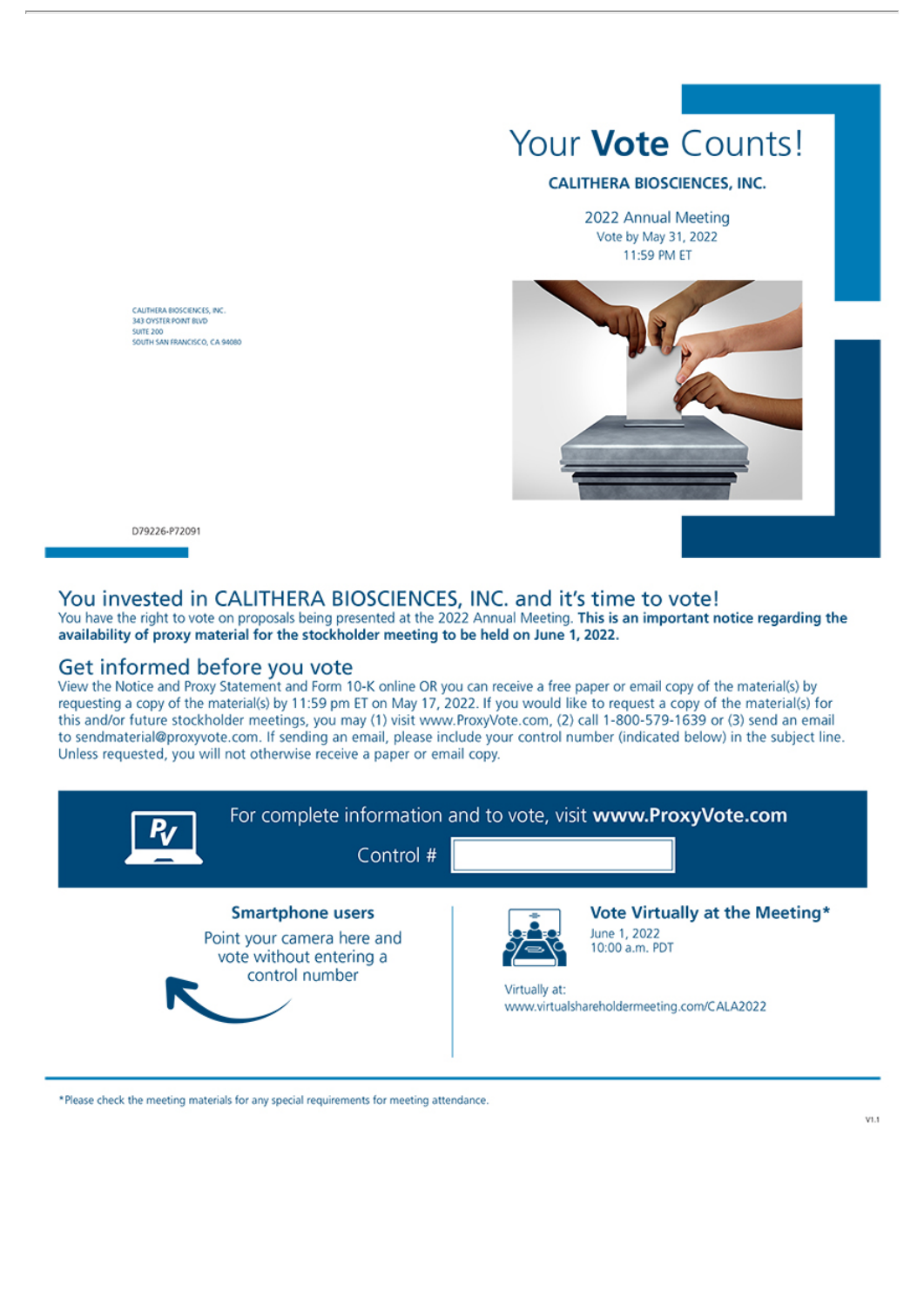# Your **Vote** Counts!

**CALITHERA BIOSCIENCES, INC.**

2022 Annual Meeting
Vote by May 31, 2022
11:59 PM ET

CALITHERA BIOSCIENCES, INC.
343 OYSTER POINT BLVD
SUITE 200
SOUTH SAN FRANCISCO, CA 94080

D79226-P72091

## You invested in CALITHERA BIOSCIENCES, INC. and it's time to vote!

You have the right to vote on proposals being presented at the 2022 Annual Meeting. **This is an important notice regarding the availability of proxy material for the stockholder meeting to be held on June 1, 2022.**

## Get informed before you vote

View the Notice and Proxy Statement and Form 10-K online OR you can receive a free paper or email copy of the material(s) by requesting a copy of the material(s) by 11:59 pm ET on May 17, 2022. If you would like to request a copy of the material(s) for this and/or future stockholder meetings, you may (1) visit www.ProxyVote.com, (2) call 1-800-579-1639 or (3) send an email to sendmaterial@proxyvote.com. If sending an email, please include your control number (indicated below) in the subject line. Unless requested, you will not otherwise receive a paper or email copy.

For complete information and to vote, visit **www.ProxyVote.com**

Control #

**Smartphone users**

Point your camera here and vote without entering a control number

**Vote Virtually at the Meeting***

June 1, 2022
10:00 a.m. PDT

Virtually at:
www.virtualshareholdermeeting.com/CALA2022

*Please check the meeting materials for any special requirements for meeting attendance.

V1.1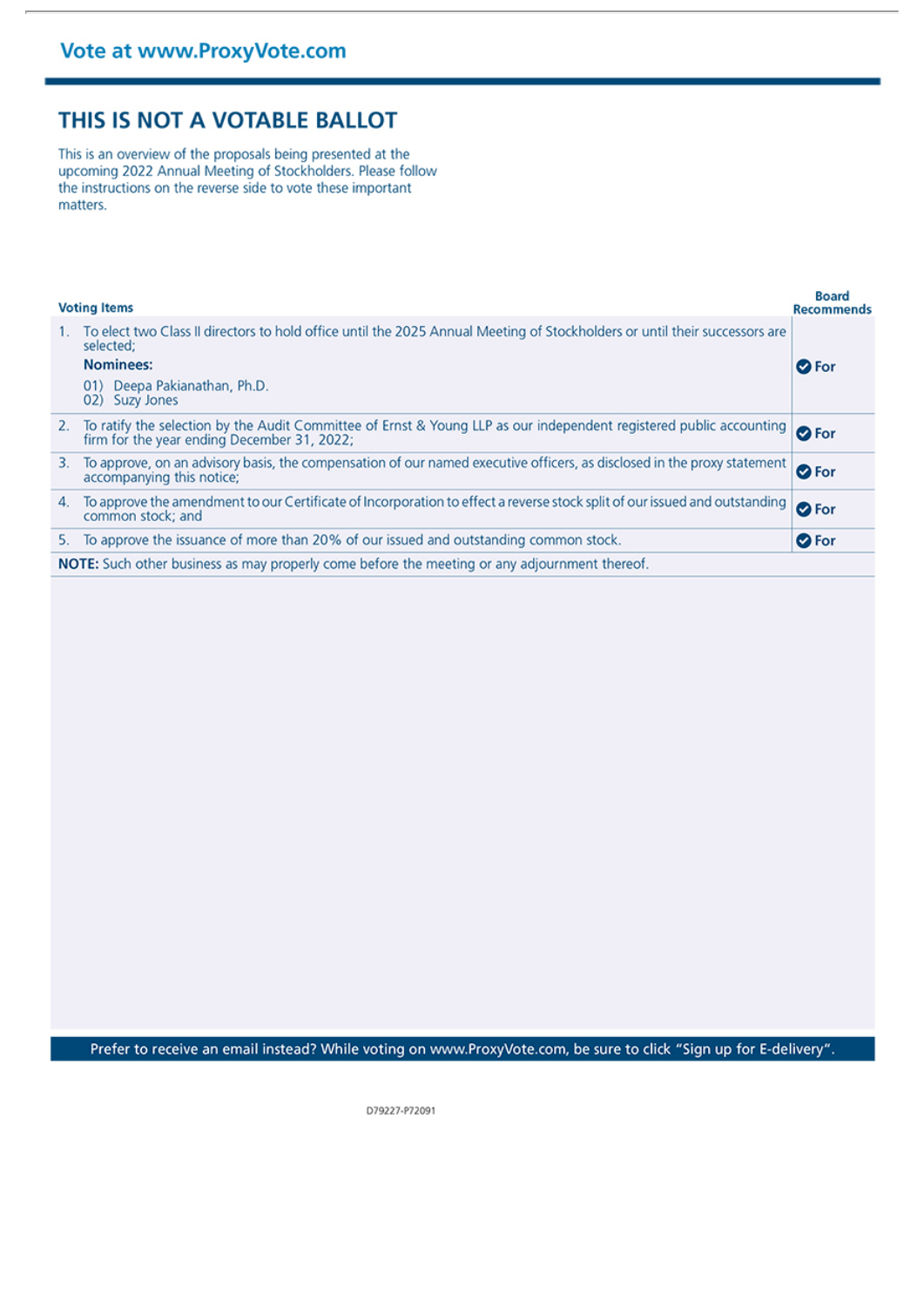Vote at www.ProxyVote.com

# THIS IS NOT A VOTABLE BALLOT

This is an overview of the proposals being presented at the upcoming 2022 Annual Meeting of Stockholders. Please follow the instructions on the reverse side to vote these important matters.

| Voting Items | Board Recommends |
|---|---|
| 1. To elect two Class II directors to hold office until the 2025 Annual Meeting of Stockholders or until their successors are selected; **Nominees:** 01) Deepa Pakianathan, Ph.D. 02) Suzy Jones | For |
| 2. To ratify the selection by the Audit Committee of Ernst & Young LLP as our independent registered public accounting firm for the year ending December 31, 2022; | For |
| 3. To approve, on an advisory basis, the compensation of our named executive officers, as disclosed in the proxy statement accompanying this notice; | For |
| 4. To approve the amendment to our Certificate of Incorporation to effect a reverse stock split of our issued and outstanding common stock; and | For |
| 5. To approve the issuance of more than 20% of our issued and outstanding common stock. | For |

**NOTE:** Such other business as may properly come before the meeting or any adjournment thereof.

Prefer to receive an email instead? While voting on www.ProxyVote.com, be sure to click "Sign up for E-delivery".

D79227-P72091